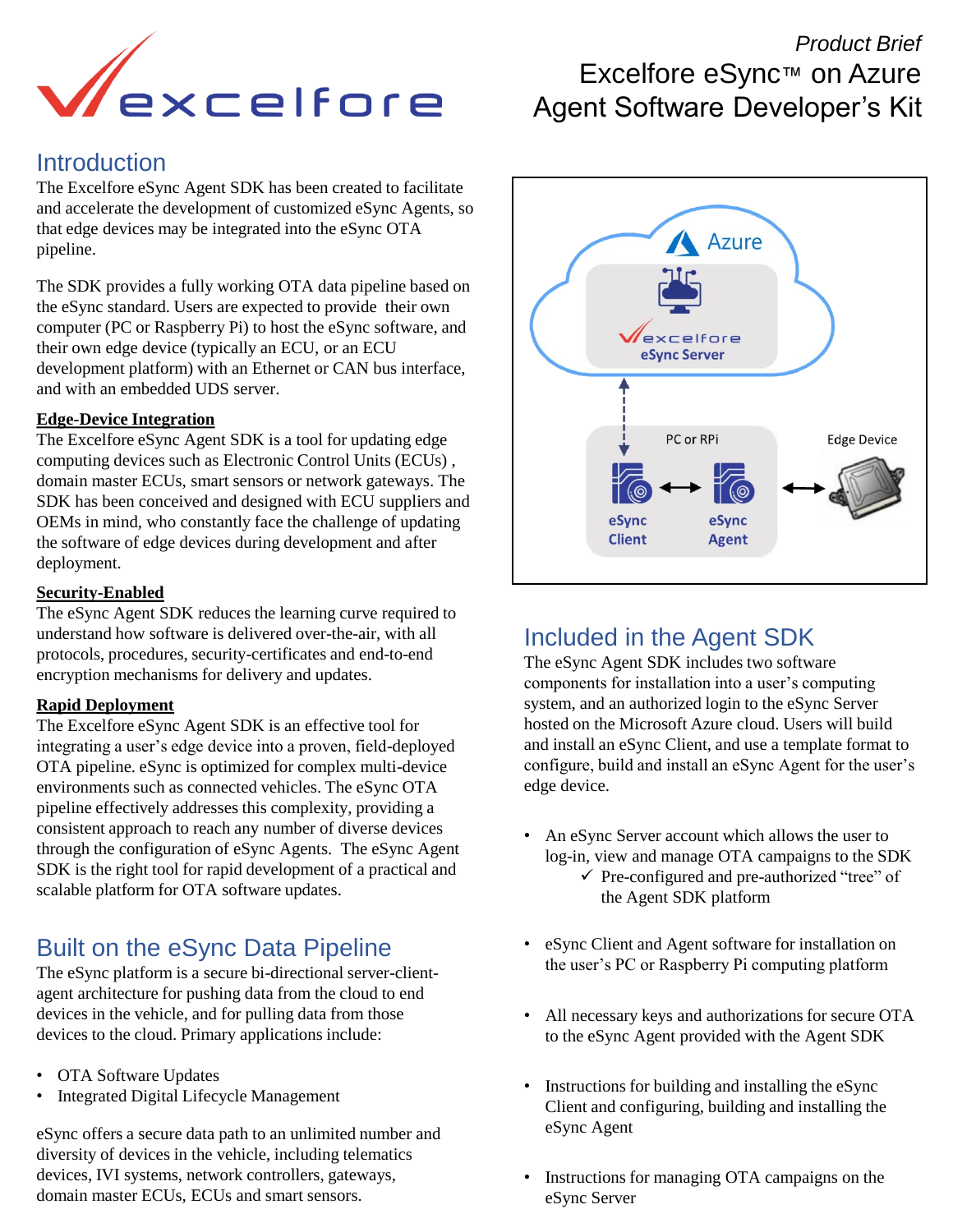*Product Brief*

# Excelfore eSync™ on Azure Agent Software Developer's Kit

## Introduction

The Excelfore eSync Agent SDK has been created to facilitate and accelerate the development of customized eSync Agents, so that edge devices may be integrated into the eSync OTA pipeline.

The SDK provides a fully working OTA data pipeline based on the eSync standard. Users are expected to provide their own computer (PC or Raspberry Pi) to host the eSync software, and their own edge device (typically an ECU, or an ECU development platform) with an Ethernet or CAN bus interface, and with an embedded UDS server.

**Edge-Device Integration**

The Excelfore eSync Agent SDK is a tool for updating edge computing devices such as Electronic Control Units (ECUs) , domain master ECUs, smart sensors or network gateways. The SDK has been conceived and designed with ECU suppliers and OEMs in mind, who constantly face the challenge of updating the software of edge devices during development and after deployment.

**Security-Enabled**

The eSync Agent SDK reduces the learning curve required to understand how software is delivered over-the-air, with all protocols, procedures, security-certificates and end-to-end encryption mechanisms for delivery and updates.

**Rapid Deployment**

The Excelfore eSync Agent SDK is an effective tool for integrating a user's edge device into a proven, field-deployed OTA pipeline. eSync is optimized for complex multi-device environments such as connected vehicles. The eSync OTA pipeline effectively addresses this complexity, providing a consistent approach to reach any number of diverse devices through the configuration of eSync Agents. The eSync Agent SDK is the right tool for rapid development of a practical and scalable platform for OTA software updates.

## Built on the eSync Data Pipeline

The eSync platform is a secure bi-directional server-client-agent architecture for pushing data from the cloud to end devices in the vehicle, and for pulling data from those devices to the cloud. Primary applications include:

- OTA Software Updates
- Integrated Digital Lifecycle Management

eSync offers a secure data path to an unlimited number and diversity of devices in the vehicle, including telematics devices, IVI systems, network controllers, gateways, domain master ECUs, ECUs and smart sensors.

Azure

eSync Server

PC or RPi

Edge Device

eSync Client

eSync Agent

## Included in the Agent SDK

The eSync Agent SDK includes two software components for installation into a user's computing system, and an authorized login to the eSync Server hosted on the Microsoft Azure cloud. Users will build and install an eSync Client, and use a template format to configure, build and install an eSync Agent for the user's edge device.

- An eSync Server account which allows the user to log-in, view and manage OTA campaigns to the SDK
  - ✓ Pre-configured and pre-authorized "tree" of the Agent SDK platform
- eSync Client and Agent software for installation on the user's PC or Raspberry Pi computing platform
- All necessary keys and authorizations for secure OTA to the eSync Agent provided with the Agent SDK
- Instructions for building and installing the eSync Client and configuring, building and installing the eSync Agent
- Instructions for managing OTA campaigns on the eSync Server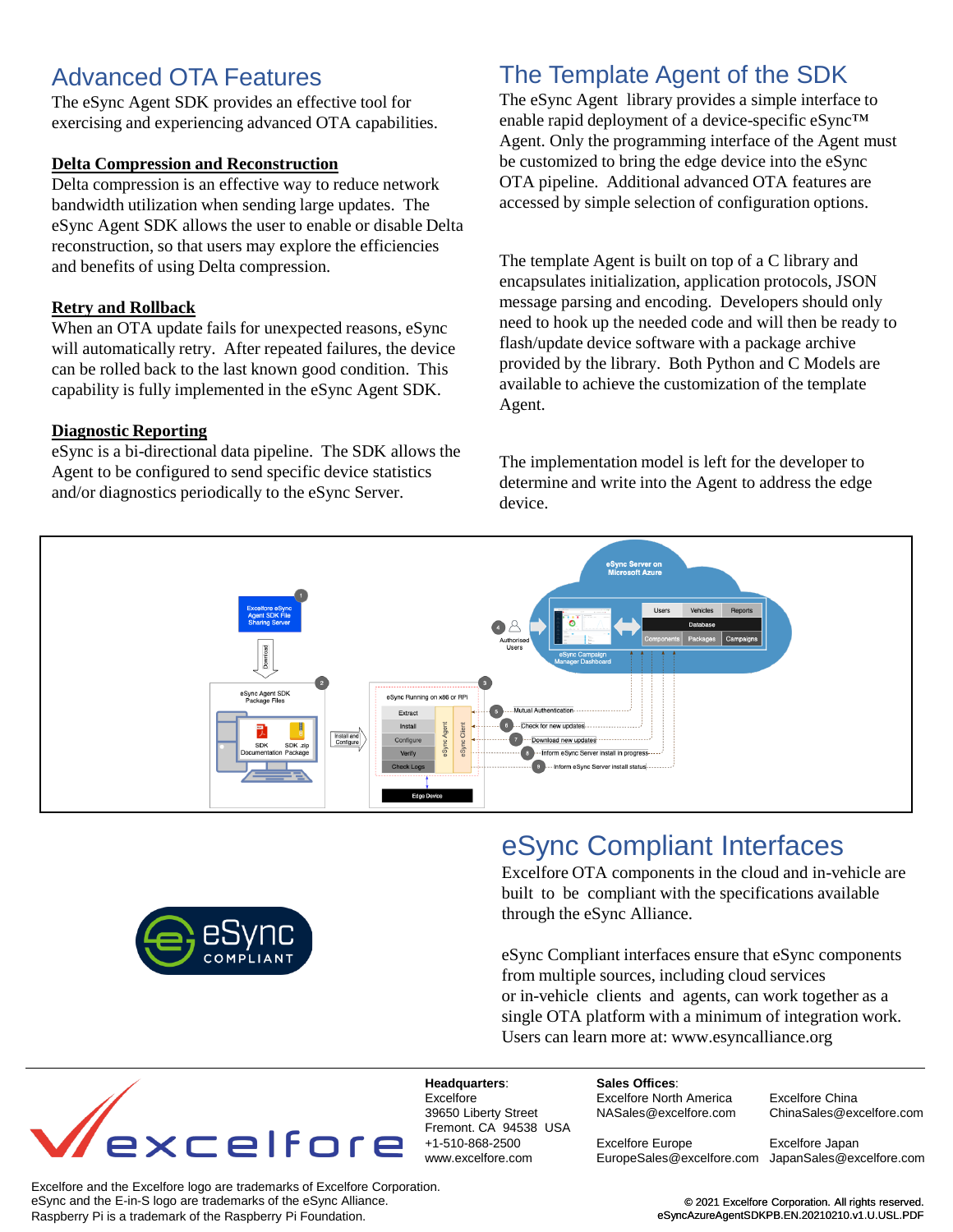## Advanced OTA Features

The eSync Agent SDK provides an effective tool for exercising and experiencing advanced OTA capabilities.

**Delta Compression and Reconstruction**

Delta compression is an effective way to reduce network bandwidth utilization when sending large updates. The eSync Agent SDK allows the user to enable or disable Delta reconstruction, so that users may explore the efficiencies and benefits of using Delta compression.

**Retry and Rollback**

When an OTA update fails for unexpected reasons, eSync will automatically retry. After repeated failures, the device can be rolled back to the last known good condition. This capability is fully implemented in the eSync Agent SDK.

**Diagnostic Reporting**

eSync is a bi-directional data pipeline. The SDK allows the Agent to be configured to send specific device statistics and/or diagnostics periodically to the eSync Server.

## The Template Agent of the SDK

The eSync Agent library provides a simple interface to enable rapid deployment of a device-specific eSync™ Agent. Only the programming interface of the Agent must be customized to bring the edge device into the eSync OTA pipeline. Additional advanced OTA features are accessed by simple selection of configuration options.

The template Agent is built on top of a C library and encapsulates initialization, application protocols, JSON message parsing and encoding. Developers should only need to hook up the needed code and will then be ready to flash/update device software with a package archive provided by the library. Both Python and C Models are available to achieve the customization of the template Agent.

The implementation model is left for the developer to determine and write into the Agent to address the edge device.

eSync Server on Microsoft Azure
Users
Vehicles
Reports
Database
Components
Packages
Campaigns
eSync Campaign Manager Dashboard
Authorised Users
Excelfore eSync Agent SDK File Sharing Server
Download
eSync Agent SDK Package Files
SDK Documentation
SDK .zip Package
Install and Configure
eSync Running on x86 or RPi
Extract
Install
Configure
Verify
Check Logs
eSync Agent
eSync Client
Edge Device
1
2
3
4
5 Mutual Authentication
6 Check for new updates
7 Download new updates
8 Inform eSync Server install in progress
9 Inform eSync Server install status

## eSync Compliant Interfaces

Excelfore OTA components in the cloud and in-vehicle are built to be compliant with the specifications available through the eSync Alliance.

eSync Compliant interfaces ensure that eSync components from multiple sources, including cloud services or in-vehicle clients and agents, can work together as a single OTA platform with a minimum of integration work. Users can learn more at: www.esyncalliance.org

eSync COMPLIANT

excelfore

**Headquarters**:
Excelfore
39650 Liberty Street
Fremont. CA 94538 USA
+1-510-868-2500
www.excelfore.com

**Sales Offices**:
Excelfore North America
NASales@excelfore.com

Excelfore Europe
EuropeSales@excelfore.com

Excelfore China
ChinaSales@excelfore.com

Excelfore Japan
JapanSales@excelfore.com

Excelfore and the Excelfore logo are trademarks of Excelfore Corporation.
eSync and the E-in-S logo are trademarks of the eSync Alliance.
Raspberry Pi is a trademark of the Raspberry Pi Foundation.

© 2021 Excelfore Corporation. All rights reserved.
eSyncAzureAgentSDKPB.EN.20210210.v1.U.USL.PDF